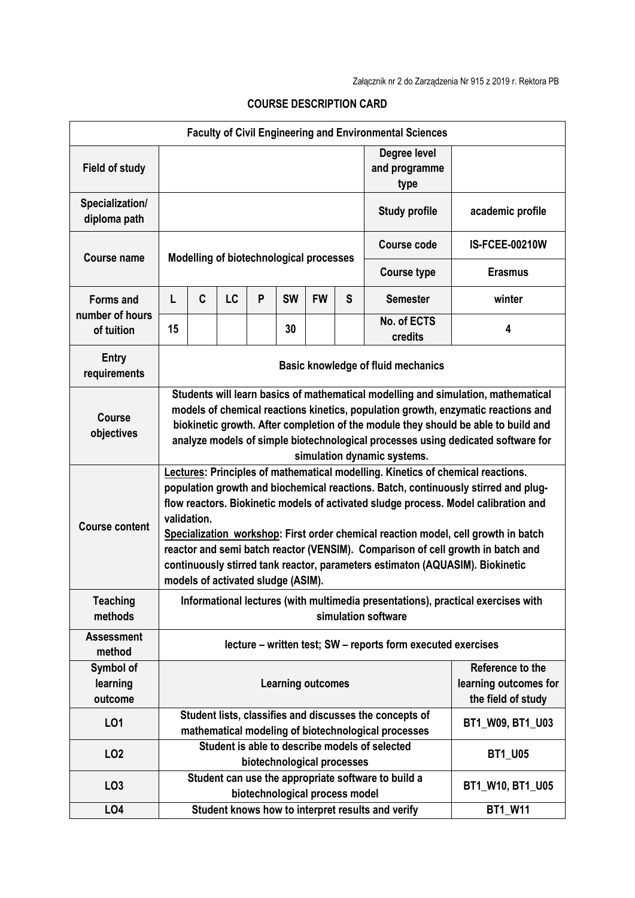Załącznik nr 2 do Zarządzenia Nr 915 z 2019 r. Rektora PB

# COURSE DESCRIPTION CARD

| Faculty of Civil Engineering and Environmental Sciences | | | | | | | | | |
|---|---|---|---|---|---|---|---|---|---|
| Field of study | | | | | | | | Degree level and programme type | |
| Specialization/ diploma path | | | | | | | | Study profile | academic profile |
| Course name | Modelling of biotechnological processes | | | | | | | Course code | IS-FCEE-00210W |
| | | | | | | | | Course type | Erasmus |
| Forms and number of hours of tuition | L | C | LC | P | SW | FW | S | Semester | winter |
| | 15 | | | | 30 | | | No. of ECTS credits | 4 |
| Entry requirements | Basic knowledge of fluid mechanics | | | | | | | | |
| Course objectives | Students will learn basics of mathematical modelling and simulation, mathematical models of chemical reactions kinetics, population growth, enzymatic reactions and biokinetic growth. After completion of the module they should be able to build and analyze models of simple biotechnological processes using dedicated software for simulation dynamic systems. | | | | | | | | |
| Course content | Lectures: Principles of mathematical modelling. Kinetics of chemical reactions. population growth and biochemical reactions. Batch, continuously stirred and plug-flow reactors. Biokinetic models of activated sludge process. Model calibration and validation. Specialization workshop: First order chemical reaction model, cell growth in batch reactor and semi batch reactor (VENSIM). Comparison of cell growth in batch and continuously stirred tank reactor, parameters estimaton (AQUASIM). Biokinetic models of activated sludge (ASIM). | | | | | | | | |
| Teaching methods | Informational lectures (with multimedia presentations), practical exercises with simulation software | | | | | | | | |
| Assessment method | lecture – written test; SW – reports form executed exercises | | | | | | | | |
| Symbol of learning outcome | Learning outcomes | | | | | | | | Reference to the learning outcomes for the field of study |
| LO1 | Student lists, classifies and discusses the concepts of mathematical modeling of biotechnological processes | | | | | | | | BT1_W09, BT1_U03 |
| LO2 | Student is able to describe models of selected biotechnological processes | | | | | | | | BT1_U05 |
| LO3 | Student can use the appropriate software to build a biotechnological process model | | | | | | | | BT1_W10, BT1_U05 |
| LO4 | Student knows how to interpret results and verify | | | | | | | | BT1_W11 |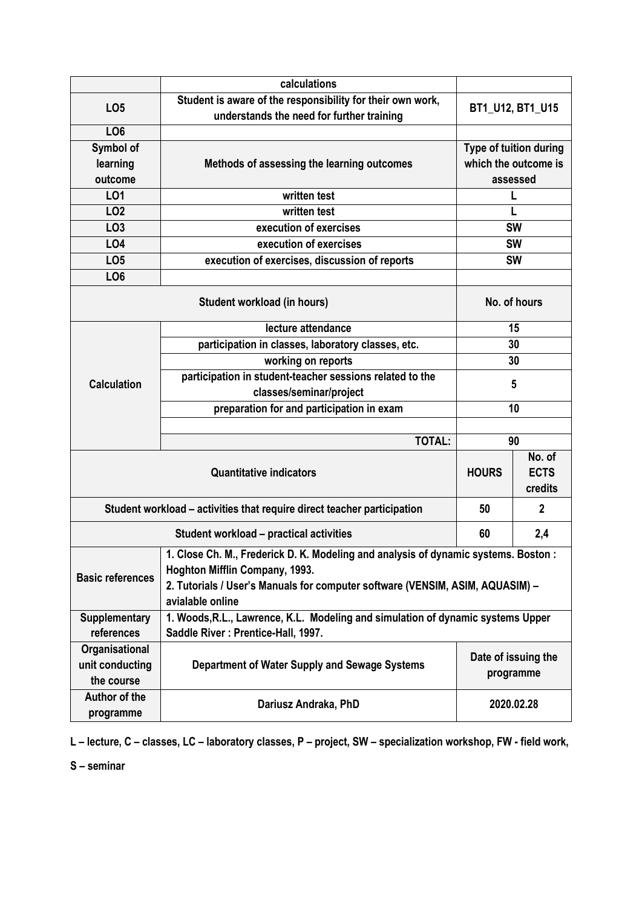| | | | |
|---|---|---|---|
| | calculations | | |
| LO5 | Student is aware of the responsibility for their own work, understands the need for further training | BT1_U12, BT1_U15 | |
| LO6 | | | |
| Symbol of learning outcome | Methods of assessing the learning outcomes | Type of tuition during which the outcome is assessed | |
| LO1 | written test | L | |
| LO2 | written test | L | |
| LO3 | execution of exercises | SW | |
| LO4 | execution of exercises | SW | |
| LO5 | execution of exercises, discussion of reports | SW | |
| LO6 | | | |
| Student workload (in hours) | | No. of hours | |
| Calculation | lecture attendance | 15 | |
| | participation in classes, laboratory classes, etc. | 30 | |
| | working on reports | 30 | |
| | participation in student-teacher sessions related to the classes/seminar/project | 5 | |
| | preparation for and participation in exam | 10 | |
| | | | |
| | TOTAL: | 90 | |
| Quantitative indicators | | HOURS | No. of ECTS credits |
| Student workload – activities that require direct teacher participation | | 50 | 2 |
| Student workload – practical activities | | 60 | 2,4 |
| Basic references | 1. Close Ch. M., Frederick D. K. Modeling and analysis of dynamic systems. Boston : Hoghton Mifflin Company, 1993.<br>2. Tutorials / User's Manuals for computer software (VENSIM, ASIM, AQUASIM) – avialable online | | |
| Supplementary references | 1. Woods,R.L., Lawrence, K.L. Modeling and simulation of dynamic systems Upper Saddle River : Prentice-Hall, 1997. | | |
| Organisational unit conducting the course | Department of Water Supply and Sewage Systems | Date of issuing the programme | |
| Author of the programme | Dariusz Andraka, PhD | 2020.02.28 | |

**L – lecture, C – classes, LC – laboratory classes, P – project, SW – specialization workshop, FW - field work, S – seminar**